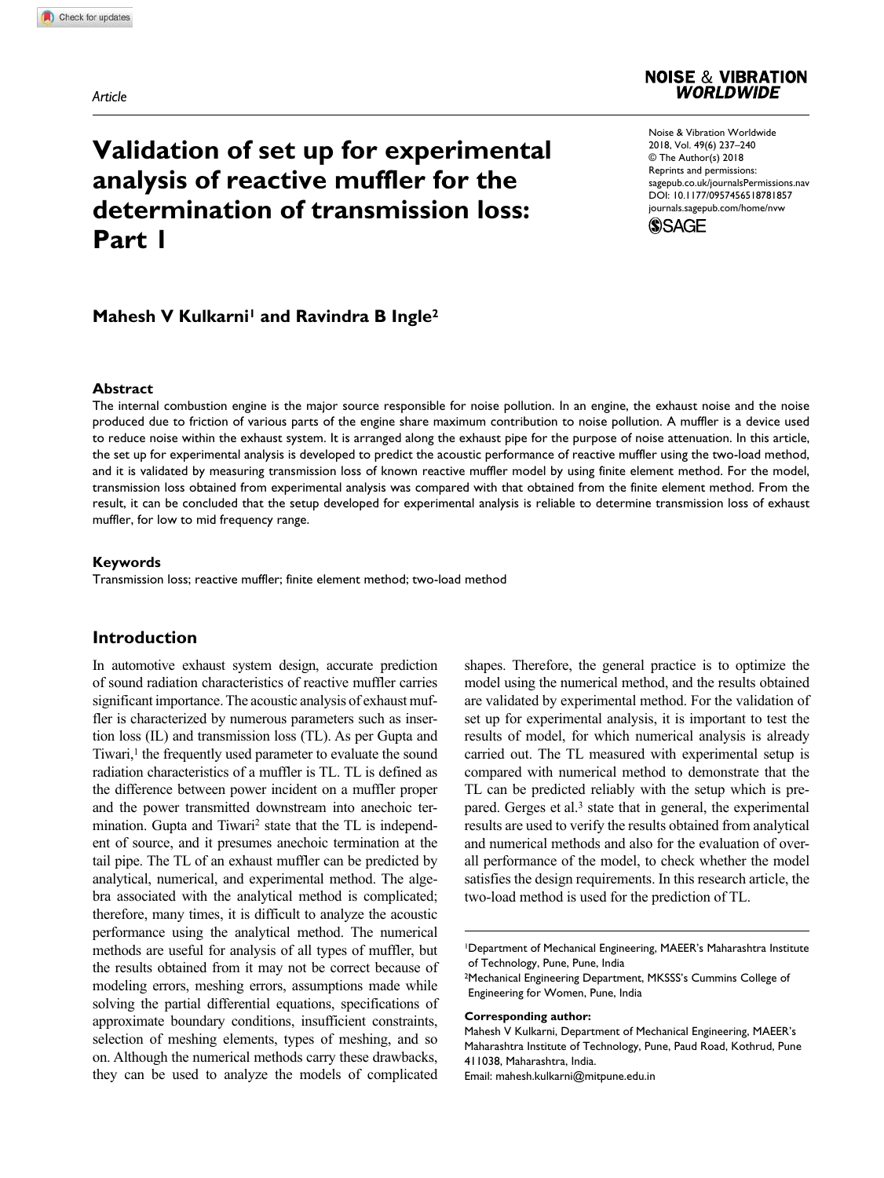Article

# Validation of set up for experimental analysis of reactive muffler for the determination of transmission loss: Part 1

**Mahesh V Kulkarni[1] and Ravindra B Ingle[2]**

## Abstract

The internal combustion engine is the major source responsible for noise pollution. In an engine, the exhaust noise and the noise produced due to friction of various parts of the engine share maximum contribution to noise pollution. A muffler is a device used to reduce noise within the exhaust system. It is arranged along the exhaust pipe for the purpose of noise attenuation. In this article, the set up for experimental analysis is developed to predict the acoustic performance of reactive muffler using the two-load method, and it is validated by measuring transmission loss of known reactive muffler model by using finite element method. For the model, transmission loss obtained from experimental analysis was compared with that obtained from the finite element method. From the result, it can be concluded that the setup developed for experimental analysis is reliable to determine transmission loss of exhaust muffler, for low to mid frequency range.

## Keywords

Transmission loss; reactive muffler; finite element method; two-load method

## Introduction

In automotive exhaust system design, accurate prediction of sound radiation characteristics of reactive muffler carries significant importance. The acoustic analysis of exhaust muffler is characterized by numerous parameters such as insertion loss (IL) and transmission loss (TL). As per Gupta and Tiwari,[1] the frequently used parameter to evaluate the sound radiation characteristics of a muffler is TL. TL is defined as the difference between power incident on a muffler proper and the power transmitted downstream into anechoic termination. Gupta and Tiwari[2] state that the TL is independent of source, and it presumes anechoic termination at the tail pipe. The TL of an exhaust muffler can be predicted by analytical, numerical, and experimental method. The algebra associated with the analytical method is complicated; therefore, many times, it is difficult to analyze the acoustic performance using the analytical method. The numerical methods are useful for analysis of all types of muffler, but the results obtained from it may not be correct because of modeling errors, meshing errors, assumptions made while solving the partial differential equations, specifications of approximate boundary conditions, insufficient constraints, selection of meshing elements, types of meshing, and so on. Although the numerical methods carry these drawbacks, they can be used to analyze the models of complicated shapes. Therefore, the general practice is to optimize the model using the numerical method, and the results obtained are validated by experimental method. For the validation of set up for experimental analysis, it is important to test the results of model, for which numerical analysis is already carried out. The TL measured with experimental setup is compared with numerical method to demonstrate that the TL can be predicted reliably with the setup which is prepared. Gerges et al.[3] state that in general, the experimental results are used to verify the results obtained from analytical and numerical methods and also for the evaluation of overall performance of the model, to check whether the model satisfies the design requirements. In this research article, the two-load method is used for the prediction of TL.

[1]Department of Mechanical Engineering, MAEER's Maharashtra Institute of Technology, Pune, Pune, India

[2]Mechanical Engineering Department, MKSSS's Cummins College of Engineering for Women, Pune, India

**Corresponding author:**
Mahesh V Kulkarni, Department of Mechanical Engineering, MAEER's Maharashtra Institute of Technology, Pune, Paud Road, Kothrud, Pune 411038, Maharashtra, India.
Email: mahesh.kulkarni@mitpune.edu.in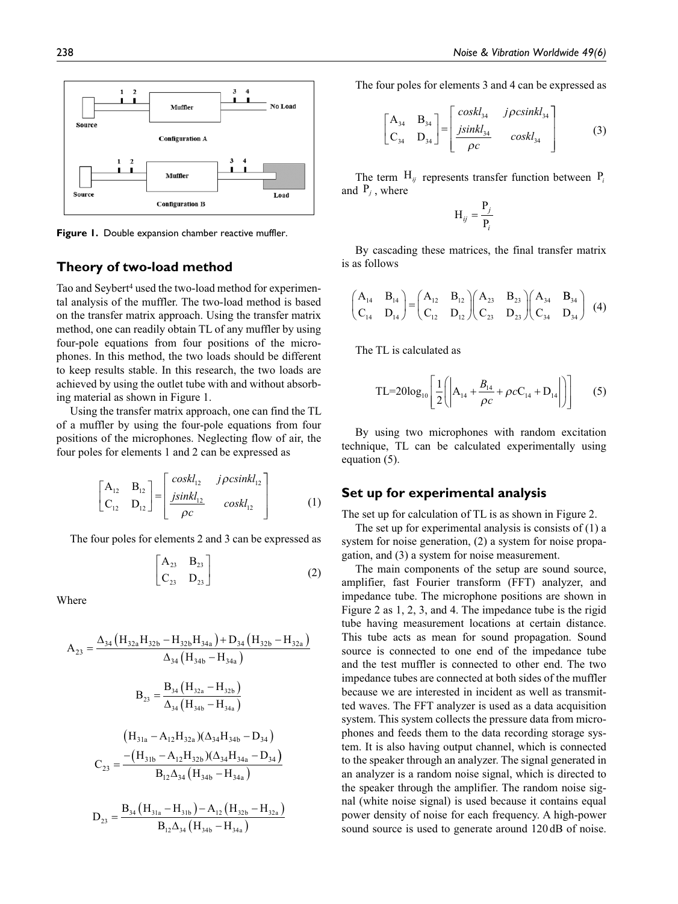Figure 1. Double expansion chamber reactive muffler.

## Theory of two-load method

Tao and Seybert[4] used the two-load method for experimental analysis of the muffler. The two-load method is based on the transfer matrix approach. Using the transfer matrix method, one can readily obtain TL of any muffler by using four-pole equations from four positions of the microphones. In this method, the two loads should be different to keep results stable. In this research, the two loads are achieved by using the outlet tube with and without absorbing material as shown in Figure 1.

Using the transfer matrix approach, one can find the TL of a muffler by using the four-pole equations from four positions of the microphones. Neglecting flow of air, the four poles for elements 1 and 2 can be expressed as

$$\begin{bmatrix} A_{12} & B_{12} \\ C_{12} & D_{12} \end{bmatrix} = \begin{bmatrix} coskl_{12} & j\rho csinkl_{12} \\ \dfrac{jsinkl_{12}}{\rho c} & coskl_{12} \end{bmatrix} \tag{1}$$

The four poles for elements 2 and 3 can be expressed as

$$\begin{bmatrix} A_{23} & B_{23} \\ C_{23} & D_{23} \end{bmatrix} \tag{2}$$

Where

$$A_{23} = \frac{\Delta_{34}\left(H_{32a}H_{32b} - H_{32b}H_{34a}\right) + D_{34}\left(H_{32b} - H_{32a}\right)}{\Delta_{34}\left(H_{34b} - H_{34a}\right)}$$

$$B_{23} = \frac{B_{34}\left(H_{32a} - H_{32b}\right)}{\Delta_{34}\left(H_{34b} - H_{34a}\right)}$$

$$C_{23} = \frac{\left(H_{31a} - A_{12}H_{32a}\right)(\Delta_{34}H_{34b} - D_{34}) - \left(H_{31b} - A_{12}H_{32b}\right)(\Delta_{34}H_{34a} - D_{34})}{B_{12}\Delta_{34}\left(H_{34b} - H_{34a}\right)}$$

$$D_{23} = \frac{B_{34}\left(H_{31a} - H_{31b}\right) - A_{12}\left(H_{32b} - H_{32a}\right)}{B_{12}\Delta_{34}\left(H_{34b} - H_{34a}\right)}$$

The four poles for elements 3 and 4 can be expressed as

$$\begin{bmatrix} A_{34} & B_{34} \\ C_{34} & D_{34} \end{bmatrix} = \begin{bmatrix} coskl_{34} & j\rho csinkl_{34} \\ \dfrac{jsinkl_{34}}{\rho c} & coskl_{34} \end{bmatrix} \tag{3}$$

The term $H_{ij}$ represents transfer function between $P_i$ and $P_j$, where

$$H_{ij} = \frac{P_j}{P_i}$$

By cascading these matrices, the final transfer matrix is as follows

$$\begin{pmatrix} A_{14} & B_{14} \\ C_{14} & D_{14} \end{pmatrix} = \begin{pmatrix} A_{12} & B_{12} \\ C_{12} & D_{12} \end{pmatrix} \begin{pmatrix} A_{23} & B_{23} \\ C_{23} & D_{23} \end{pmatrix} \begin{pmatrix} A_{34} & B_{34} \\ C_{34} & D_{34} \end{pmatrix} \tag{4}$$

The TL is calculated as

$$TL = 20\log_{10}\left[\frac{1}{2}\left(\left|A_{14} + \frac{B_{14}}{\rho c} + \rho c C_{14} + D_{14}\right|\right)\right] \tag{5}$$

By using two microphones with random excitation technique, TL can be calculated experimentally using equation (5).

## Set up for experimental analysis

The set up for calculation of TL is as shown in Figure 2.

The set up for experimental analysis is consists of (1) a system for noise generation, (2) a system for noise propagation, and (3) a system for noise measurement.

The main components of the setup are sound source, amplifier, fast Fourier transform (FFT) analyzer, and impedance tube. The microphone positions are shown in Figure 2 as 1, 2, 3, and 4. The impedance tube is the rigid tube having measurement locations at certain distance. This tube acts as mean for sound propagation. Sound source is connected to one end of the impedance tube and the test muffler is connected to other end. The two impedance tubes are connected at both sides of the muffler because we are interested in incident as well as transmitted waves. The FFT analyzer is used as a data acquisition system. This system collects the pressure data from microphones and feeds them to the data recording storage system. It is also having output channel, which is connected to the speaker through an analyzer. The signal generated in an analyzer is a random noise signal, which is directed to the speaker through the amplifier. The random noise signal (white noise signal) is used because it contains equal power density of noise for each frequency. A high-power sound source is used to generate around 120 dB of noise.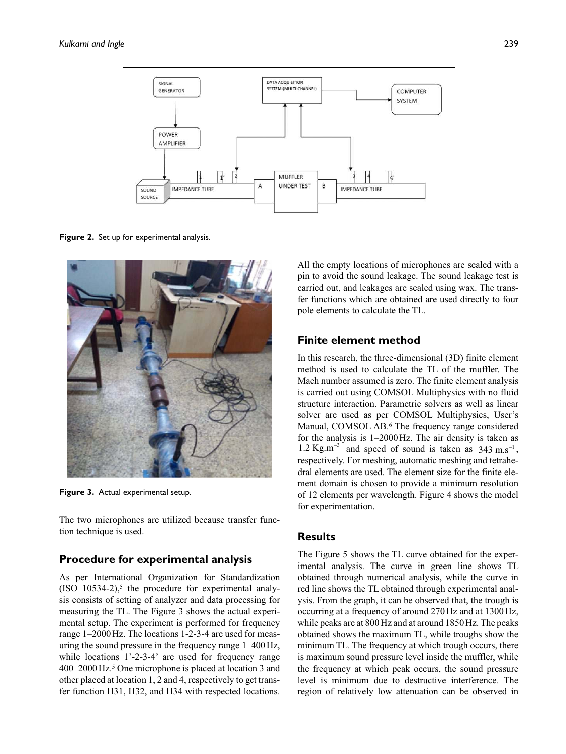Figure 2. Set up for experimental analysis.

Figure 3. Actual experimental setup.

The two microphones are utilized because transfer function technique is used.

## Procedure for experimental analysis

As per International Organization for Standardization (ISO 10534-2),[5] the procedure for experimental analysis consists of setting of analyzer and data processing for measuring the TL. The Figure 3 shows the actual experimental setup. The experiment is performed for frequency range 1–2000 Hz. The locations 1-2-3-4 are used for measuring the sound pressure in the frequency range 1–400 Hz, while locations 1'-2-3-4' are used for frequency range 400–2000 Hz.[5] One microphone is placed at location 3 and other placed at location 1, 2 and 4, respectively to get transfer function H31, H32, and H34 with respected locations. All the empty locations of microphones are sealed with a pin to avoid the sound leakage. The sound leakage test is carried out, and leakages are sealed using wax. The transfer functions which are obtained are used directly to four pole elements to calculate the TL.

## Finite element method

In this research, the three-dimensional (3D) finite element method is used to calculate the TL of the muffler. The Mach number assumed is zero. The finite element analysis is carried out using COMSOL Multiphysics with no fluid structure interaction. Parametric solvers as well as linear solver are used as per COMSOL Multiphysics, User's Manual, COMSOL AB.[6] The frequency range considered for the analysis is 1–2000 Hz. The air density is taken as $1.2\ \text{Kg.m}^{-3}$ and speed of sound is taken as $343\ \text{m.s}^{-1}$, respectively. For meshing, automatic meshing and tetrahedral elements are used. The element size for the finite element domain is chosen to provide a minimum resolution of 12 elements per wavelength. Figure 4 shows the model for experimentation.

## Results

The Figure 5 shows the TL curve obtained for the experimental analysis. The curve in green line shows TL obtained through numerical analysis, while the curve in red line shows the TL obtained through experimental analysis. From the graph, it can be observed that, the trough is occurring at a frequency of around 270 Hz and at 1300 Hz, while peaks are at 800 Hz and at around 1850 Hz. The peaks obtained shows the maximum TL, while troughs show the minimum TL. The frequency at which trough occurs, there is maximum sound pressure level inside the muffler, while the frequency at which peak occurs, the sound pressure level is minimum due to destructive interference. The region of relatively low attenuation can be observed in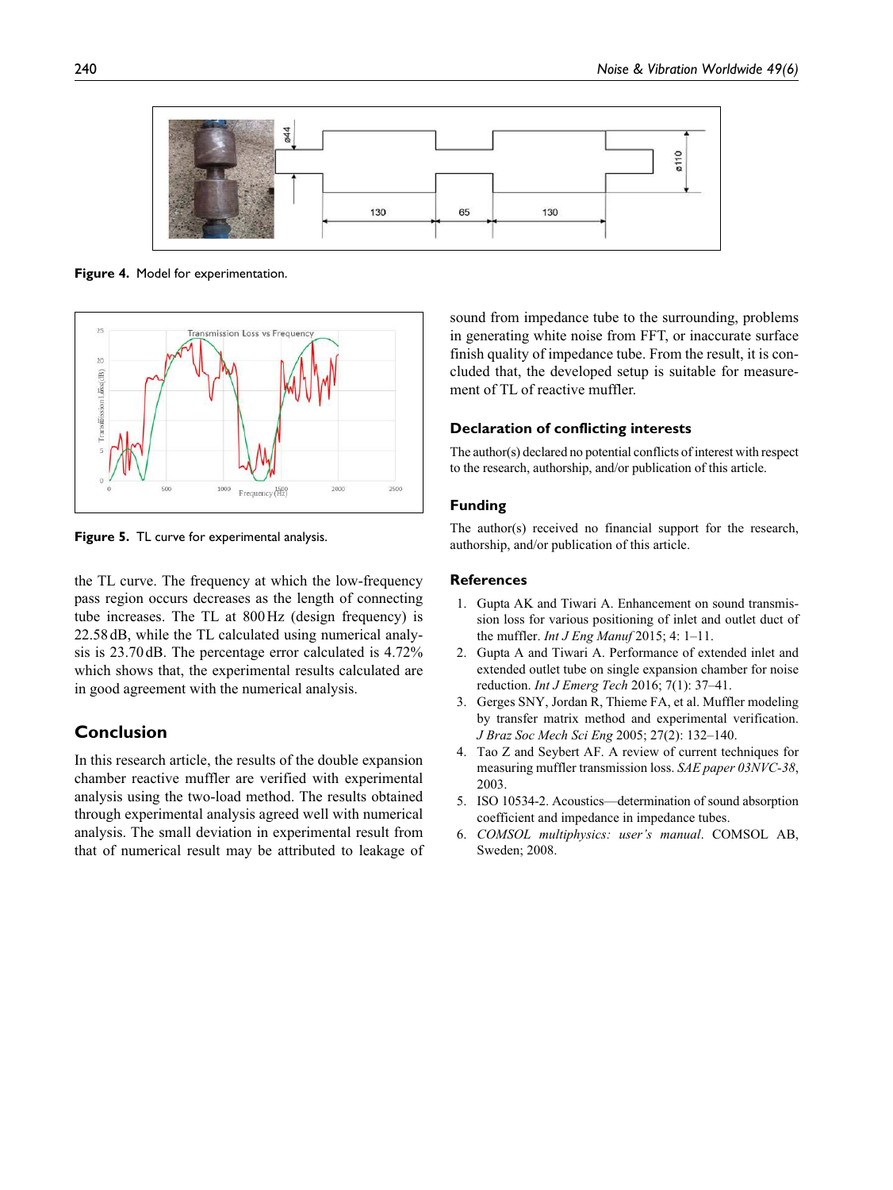ø44

ø110

130

65

130

**Figure 4.** Model for experimentation.

Transmission Loss vs Frequency

Transmission Loss(dB)

25

20

15

10

5

0

0

500

1000

1500

2000

2500

Frequency (Hz)

**Figure 5.** TL curve for experimental analysis.

the TL curve. The frequency at which the low-frequency pass region occurs decreases as the length of connecting tube increases. The TL at 800 Hz (design frequency) is 22.58 dB, while the TL calculated using numerical analysis is 23.70 dB. The percentage error calculated is 4.72% which shows that, the experimental results calculated are in good agreement with the numerical analysis.

## Conclusion

In this research article, the results of the double expansion chamber reactive muffler are verified with experimental analysis using the two-load method. The results obtained through experimental analysis agreed well with numerical analysis. The small deviation in experimental result from that of numerical result may be attributed to leakage of sound from impedance tube to the surrounding, problems in generating white noise from FFT, or inaccurate surface finish quality of impedance tube. From the result, it is concluded that, the developed setup is suitable for measurement of TL of reactive muffler.

### Declaration of conflicting interests

The author(s) declared no potential conflicts of interest with respect to the research, authorship, and/or publication of this article.

### Funding

The author(s) received no financial support for the research, authorship, and/or publication of this article.

### References

1. Gupta AK and Tiwari A. Enhancement on sound transmission loss for various positioning of inlet and outlet duct of the muffler. *Int J Eng Manuf* 2015; 4: 1–11.
2. Gupta A and Tiwari A. Performance of extended inlet and extended outlet tube on single expansion chamber for noise reduction. *Int J Emerg Tech* 2016; 7(1): 37–41.
3. Gerges SNY, Jordan R, Thieme FA, et al. Muffler modeling by transfer matrix method and experimental verification. *J Braz Soc Mech Sci Eng* 2005; 27(2): 132–140.
4. Tao Z and Seybert AF. A review of current techniques for measuring muffler transmission loss. *SAE paper 03NVC-38*, 2003.
5. ISO 10534-2. Acoustics—determination of sound absorption coefficient and impedance in impedance tubes.
6. *COMSOL multiphysics: user's manual*. COMSOL AB, Sweden; 2008.